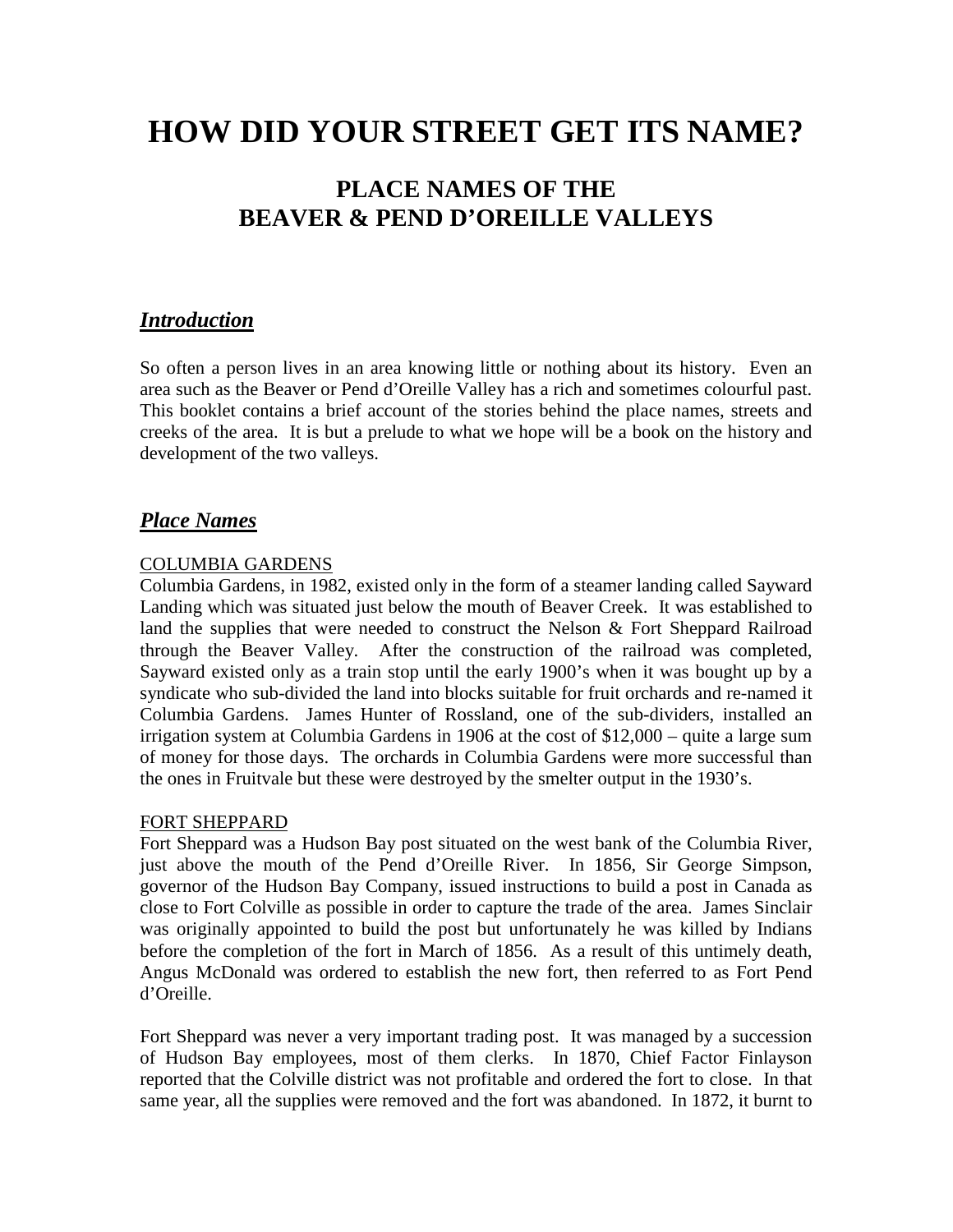# HOW DID YOUR STREET GET ITS NAME?

## PLACE NAMES OF THE BEAVER & PEND D'OREILLE VALLEYS

### ***Introduction***

So often a person lives in an area knowing little or nothing about its history. Even an area such as the Beaver or Pend d'Oreille Valley has a rich and sometimes colourful past. This booklet contains a brief account of the stories behind the place names, streets and creeks of the area. It is but a prelude to what we hope will be a book on the history and development of the two valleys.

### ***Place Names***

#### COLUMBIA GARDENS

Columbia Gardens, in 1982, existed only in the form of a steamer landing called Sayward Landing which was situated just below the mouth of Beaver Creek. It was established to land the supplies that were needed to construct the Nelson & Fort Sheppard Railroad through the Beaver Valley. After the construction of the railroad was completed, Sayward existed only as a train stop until the early 1900's when it was bought up by a syndicate who sub-divided the land into blocks suitable for fruit orchards and re-named it Columbia Gardens. James Hunter of Rossland, one of the sub-dividers, installed an irrigation system at Columbia Gardens in 1906 at the cost of $12,000 – quite a large sum of money for those days. The orchards in Columbia Gardens were more successful than the ones in Fruitvale but these were destroyed by the smelter output in the 1930's.

#### FORT SHEPPARD

Fort Sheppard was a Hudson Bay post situated on the west bank of the Columbia River, just above the mouth of the Pend d'Oreille River. In 1856, Sir George Simpson, governor of the Hudson Bay Company, issued instructions to build a post in Canada as close to Fort Colville as possible in order to capture the trade of the area. James Sinclair was originally appointed to build the post but unfortunately he was killed by Indians before the completion of the fort in March of 1856. As a result of this untimely death, Angus McDonald was ordered to establish the new fort, then referred to as Fort Pend d'Oreille.

Fort Sheppard was never a very important trading post. It was managed by a succession of Hudson Bay employees, most of them clerks. In 1870, Chief Factor Finlayson reported that the Colville district was not profitable and ordered the fort to close. In that same year, all the supplies were removed and the fort was abandoned. In 1872, it burnt to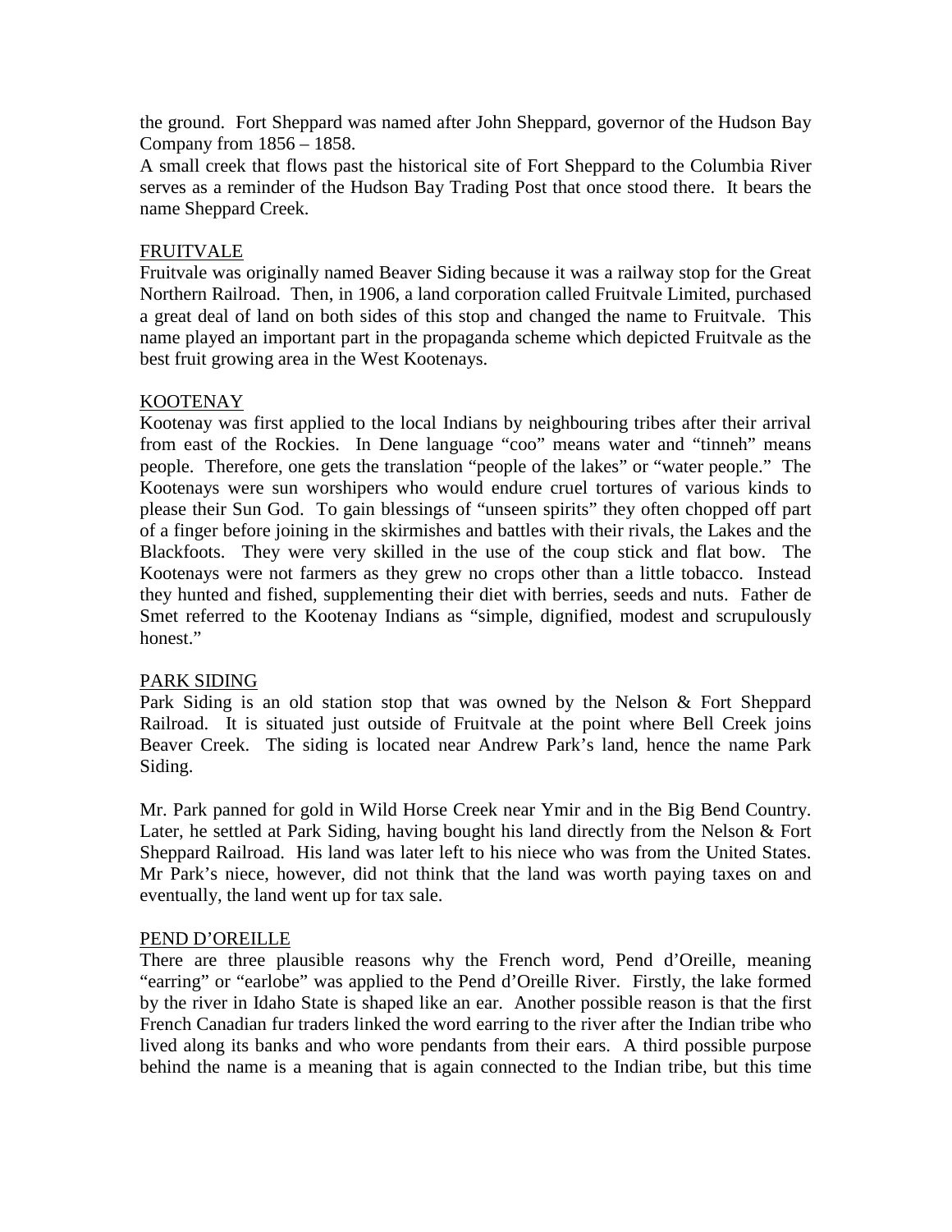the ground. Fort Sheppard was named after John Sheppard, governor of the Hudson Bay Company from 1856 – 1858.
A small creek that flows past the historical site of Fort Sheppard to the Columbia River serves as a reminder of the Hudson Bay Trading Post that once stood there. It bears the name Sheppard Creek.

## FRUITVALE

Fruitvale was originally named Beaver Siding because it was a railway stop for the Great Northern Railroad. Then, in 1906, a land corporation called Fruitvale Limited, purchased a great deal of land on both sides of this stop and changed the name to Fruitvale. This name played an important part in the propaganda scheme which depicted Fruitvale as the best fruit growing area in the West Kootenays.

## KOOTENAY

Kootenay was first applied to the local Indians by neighbouring tribes after their arrival from east of the Rockies. In Dene language "coo" means water and "tinneh" means people. Therefore, one gets the translation "people of the lakes" or "water people." The Kootenays were sun worshipers who would endure cruel tortures of various kinds to please their Sun God. To gain blessings of "unseen spirits" they often chopped off part of a finger before joining in the skirmishes and battles with their rivals, the Lakes and the Blackfoots. They were very skilled in the use of the coup stick and flat bow. The Kootenays were not farmers as they grew no crops other than a little tobacco. Instead they hunted and fished, supplementing their diet with berries, seeds and nuts. Father de Smet referred to the Kootenay Indians as "simple, dignified, modest and scrupulously honest."

## PARK SIDING

Park Siding is an old station stop that was owned by the Nelson & Fort Sheppard Railroad. It is situated just outside of Fruitvale at the point where Bell Creek joins Beaver Creek. The siding is located near Andrew Park's land, hence the name Park Siding.

Mr. Park panned for gold in Wild Horse Creek near Ymir and in the Big Bend Country. Later, he settled at Park Siding, having bought his land directly from the Nelson & Fort Sheppard Railroad. His land was later left to his niece who was from the United States. Mr Park's niece, however, did not think that the land was worth paying taxes on and eventually, the land went up for tax sale.

## PEND D'OREILLE

There are three plausible reasons why the French word, Pend d'Oreille, meaning "earring" or "earlobe" was applied to the Pend d'Oreille River. Firstly, the lake formed by the river in Idaho State is shaped like an ear. Another possible reason is that the first French Canadian fur traders linked the word earring to the river after the Indian tribe who lived along its banks and who wore pendants from their ears. A third possible purpose behind the name is a meaning that is again connected to the Indian tribe, but this time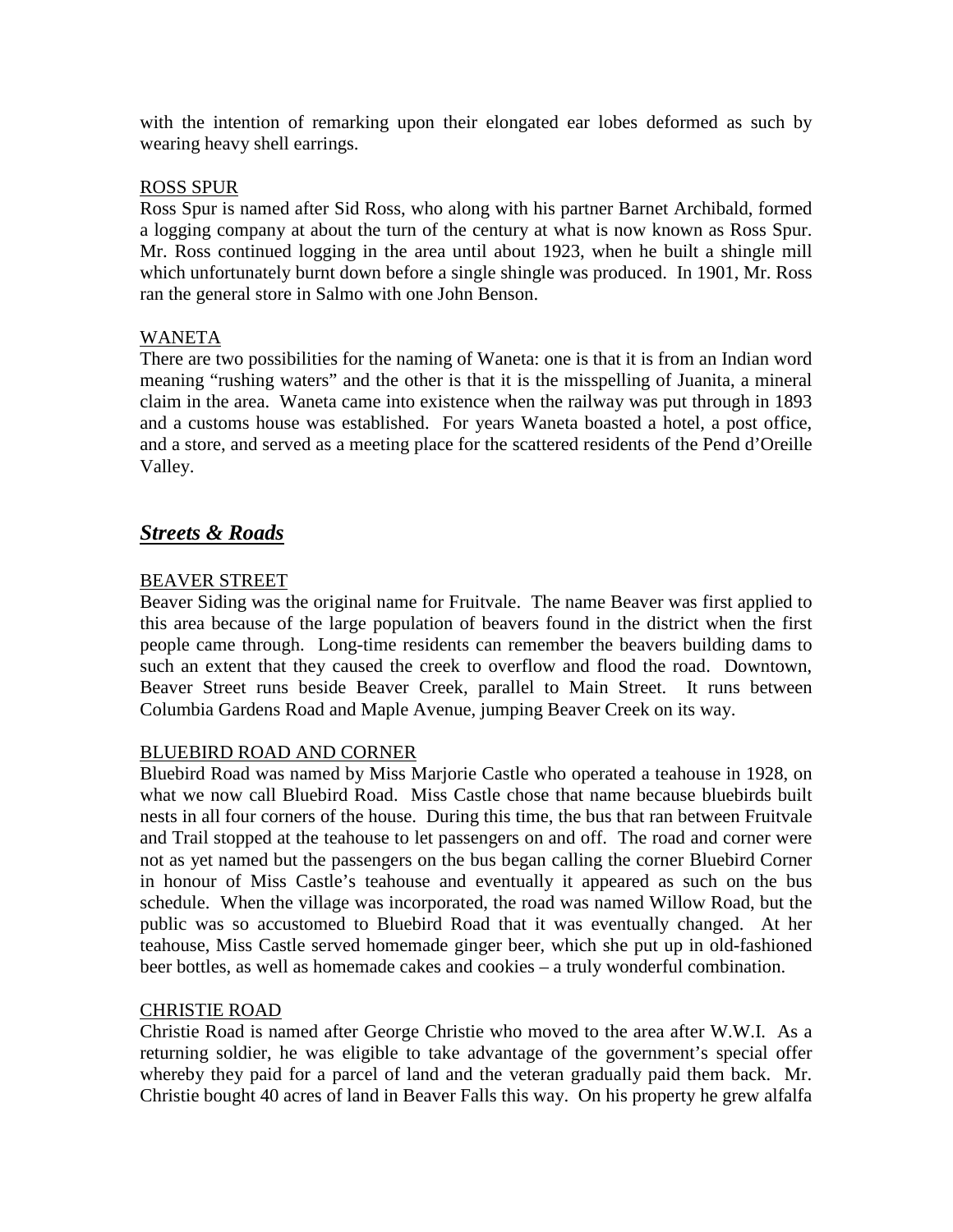with the intention of remarking upon their elongated ear lobes deformed as such by wearing heavy shell earrings.

ROSS SPUR

Ross Spur is named after Sid Ross, who along with his partner Barnet Archibald, formed a logging company at about the turn of the century at what is now known as Ross Spur. Mr. Ross continued logging in the area until about 1923, when he built a shingle mill which unfortunately burnt down before a single shingle was produced. In 1901, Mr. Ross ran the general store in Salmo with one John Benson.

WANETA

There are two possibilities for the naming of Waneta: one is that it is from an Indian word meaning "rushing waters" and the other is that it is the misspelling of Juanita, a mineral claim in the area. Waneta came into existence when the railway was put through in 1893 and a customs house was established. For years Waneta boasted a hotel, a post office, and a store, and served as a meeting place for the scattered residents of the Pend d'Oreille Valley.

## ***Streets & Roads***

BEAVER STREET

Beaver Siding was the original name for Fruitvale. The name Beaver was first applied to this area because of the large population of beavers found in the district when the first people came through. Long-time residents can remember the beavers building dams to such an extent that they caused the creek to overflow and flood the road. Downtown, Beaver Street runs beside Beaver Creek, parallel to Main Street. It runs between Columbia Gardens Road and Maple Avenue, jumping Beaver Creek on its way.

BLUEBIRD ROAD AND CORNER

Bluebird Road was named by Miss Marjorie Castle who operated a teahouse in 1928, on what we now call Bluebird Road. Miss Castle chose that name because bluebirds built nests in all four corners of the house. During this time, the bus that ran between Fruitvale and Trail stopped at the teahouse to let passengers on and off. The road and corner were not as yet named but the passengers on the bus began calling the corner Bluebird Corner in honour of Miss Castle's teahouse and eventually it appeared as such on the bus schedule. When the village was incorporated, the road was named Willow Road, but the public was so accustomed to Bluebird Road that it was eventually changed. At her teahouse, Miss Castle served homemade ginger beer, which she put up in old-fashioned beer bottles, as well as homemade cakes and cookies – a truly wonderful combination.

CHRISTIE ROAD

Christie Road is named after George Christie who moved to the area after W.W.I. As a returning soldier, he was eligible to take advantage of the government's special offer whereby they paid for a parcel of land and the veteran gradually paid them back. Mr. Christie bought 40 acres of land in Beaver Falls this way. On his property he grew alfalfa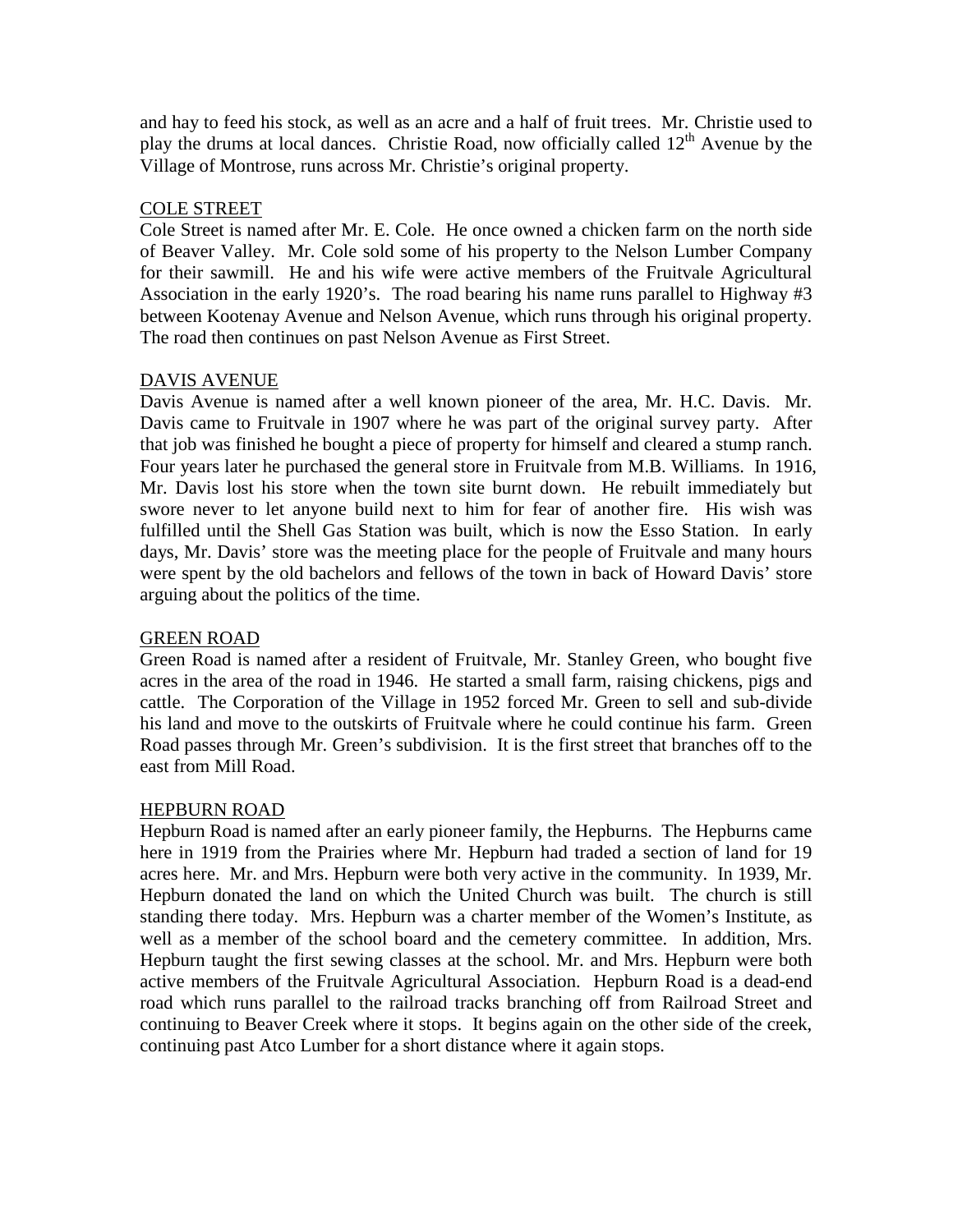and hay to feed his stock, as well as an acre and a half of fruit trees. Mr. Christie used to play the drums at local dances. Christie Road, now officially called 12th Avenue by the Village of Montrose, runs across Mr. Christie's original property.

## COLE STREET

Cole Street is named after Mr. E. Cole. He once owned a chicken farm on the north side of Beaver Valley. Mr. Cole sold some of his property to the Nelson Lumber Company for their sawmill. He and his wife were active members of the Fruitvale Agricultural Association in the early 1920's. The road bearing his name runs parallel to Highway #3 between Kootenay Avenue and Nelson Avenue, which runs through his original property. The road then continues on past Nelson Avenue as First Street.

## DAVIS AVENUE

Davis Avenue is named after a well known pioneer of the area, Mr. H.C. Davis. Mr. Davis came to Fruitvale in 1907 where he was part of the original survey party. After that job was finished he bought a piece of property for himself and cleared a stump ranch. Four years later he purchased the general store in Fruitvale from M.B. Williams. In 1916, Mr. Davis lost his store when the town site burnt down. He rebuilt immediately but swore never to let anyone build next to him for fear of another fire. His wish was fulfilled until the Shell Gas Station was built, which is now the Esso Station. In early days, Mr. Davis' store was the meeting place for the people of Fruitvale and many hours were spent by the old bachelors and fellows of the town in back of Howard Davis' store arguing about the politics of the time.

## GREEN ROAD

Green Road is named after a resident of Fruitvale, Mr. Stanley Green, who bought five acres in the area of the road in 1946. He started a small farm, raising chickens, pigs and cattle. The Corporation of the Village in 1952 forced Mr. Green to sell and sub-divide his land and move to the outskirts of Fruitvale where he could continue his farm. Green Road passes through Mr. Green's subdivision. It is the first street that branches off to the east from Mill Road.

## HEPBURN ROAD

Hepburn Road is named after an early pioneer family, the Hepburns. The Hepburns came here in 1919 from the Prairies where Mr. Hepburn had traded a section of land for 19 acres here. Mr. and Mrs. Hepburn were both very active in the community. In 1939, Mr. Hepburn donated the land on which the United Church was built. The church is still standing there today. Mrs. Hepburn was a charter member of the Women's Institute, as well as a member of the school board and the cemetery committee. In addition, Mrs. Hepburn taught the first sewing classes at the school. Mr. and Mrs. Hepburn were both active members of the Fruitvale Agricultural Association. Hepburn Road is a dead-end road which runs parallel to the railroad tracks branching off from Railroad Street and continuing to Beaver Creek where it stops. It begins again on the other side of the creek, continuing past Atco Lumber for a short distance where it again stops.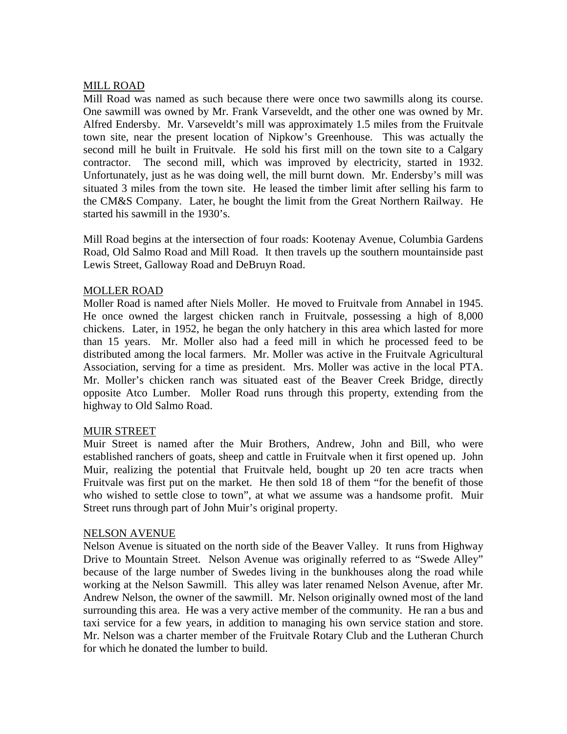## MILL ROAD

Mill Road was named as such because there were once two sawmills along its course. One sawmill was owned by Mr. Frank Varseveldt, and the other one was owned by Mr. Alfred Endersby. Mr. Varseveldt's mill was approximately 1.5 miles from the Fruitvale town site, near the present location of Nipkow's Greenhouse. This was actually the second mill he built in Fruitvale. He sold his first mill on the town site to a Calgary contractor. The second mill, which was improved by electricity, started in 1932. Unfortunately, just as he was doing well, the mill burnt down. Mr. Endersby's mill was situated 3 miles from the town site. He leased the timber limit after selling his farm to the CM&S Company. Later, he bought the limit from the Great Northern Railway. He started his sawmill in the 1930's.

Mill Road begins at the intersection of four roads: Kootenay Avenue, Columbia Gardens Road, Old Salmo Road and Mill Road. It then travels up the southern mountainside past Lewis Street, Galloway Road and DeBruyn Road.

## MOLLER ROAD

Moller Road is named after Niels Moller. He moved to Fruitvale from Annabel in 1945. He once owned the largest chicken ranch in Fruitvale, possessing a high of 8,000 chickens. Later, in 1952, he began the only hatchery in this area which lasted for more than 15 years. Mr. Moller also had a feed mill in which he processed feed to be distributed among the local farmers. Mr. Moller was active in the Fruitvale Agricultural Association, serving for a time as president. Mrs. Moller was active in the local PTA. Mr. Moller's chicken ranch was situated east of the Beaver Creek Bridge, directly opposite Atco Lumber. Moller Road runs through this property, extending from the highway to Old Salmo Road.

## MUIR STREET

Muir Street is named after the Muir Brothers, Andrew, John and Bill, who were established ranchers of goats, sheep and cattle in Fruitvale when it first opened up. John Muir, realizing the potential that Fruitvale held, bought up 20 ten acre tracts when Fruitvale was first put on the market. He then sold 18 of them "for the benefit of those who wished to settle close to town", at what we assume was a handsome profit. Muir Street runs through part of John Muir's original property.

## NELSON AVENUE

Nelson Avenue is situated on the north side of the Beaver Valley. It runs from Highway Drive to Mountain Street. Nelson Avenue was originally referred to as "Swede Alley" because of the large number of Swedes living in the bunkhouses along the road while working at the Nelson Sawmill. This alley was later renamed Nelson Avenue, after Mr. Andrew Nelson, the owner of the sawmill. Mr. Nelson originally owned most of the land surrounding this area. He was a very active member of the community. He ran a bus and taxi service for a few years, in addition to managing his own service station and store. Mr. Nelson was a charter member of the Fruitvale Rotary Club and the Lutheran Church for which he donated the lumber to build.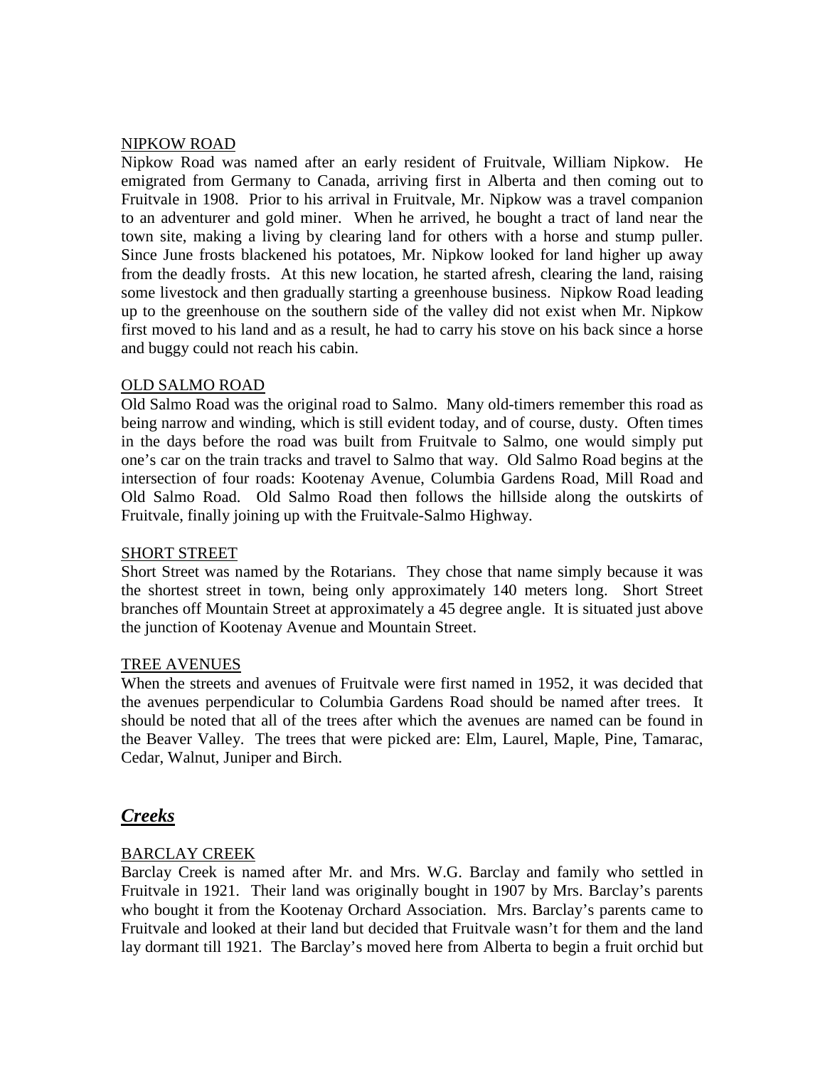NIPKOW ROAD

Nipkow Road was named after an early resident of Fruitvale, William Nipkow. He emigrated from Germany to Canada, arriving first in Alberta and then coming out to Fruitvale in 1908. Prior to his arrival in Fruitvale, Mr. Nipkow was a travel companion to an adventurer and gold miner. When he arrived, he bought a tract of land near the town site, making a living by clearing land for others with a horse and stump puller. Since June frosts blackened his potatoes, Mr. Nipkow looked for land higher up away from the deadly frosts. At this new location, he started afresh, clearing the land, raising some livestock and then gradually starting a greenhouse business. Nipkow Road leading up to the greenhouse on the southern side of the valley did not exist when Mr. Nipkow first moved to his land and as a result, he had to carry his stove on his back since a horse and buggy could not reach his cabin.

OLD SALMO ROAD

Old Salmo Road was the original road to Salmo. Many old-timers remember this road as being narrow and winding, which is still evident today, and of course, dusty. Often times in the days before the road was built from Fruitvale to Salmo, one would simply put one's car on the train tracks and travel to Salmo that way. Old Salmo Road begins at the intersection of four roads: Kootenay Avenue, Columbia Gardens Road, Mill Road and Old Salmo Road. Old Salmo Road then follows the hillside along the outskirts of Fruitvale, finally joining up with the Fruitvale-Salmo Highway.

SHORT STREET

Short Street was named by the Rotarians. They chose that name simply because it was the shortest street in town, being only approximately 140 meters long. Short Street branches off Mountain Street at approximately a 45 degree angle. It is situated just above the junction of Kootenay Avenue and Mountain Street.

TREE AVENUES

When the streets and avenues of Fruitvale were first named in 1952, it was decided that the avenues perpendicular to Columbia Gardens Road should be named after trees. It should be noted that all of the trees after which the avenues are named can be found in the Beaver Valley. The trees that were picked are: Elm, Laurel, Maple, Pine, Tamarac, Cedar, Walnut, Juniper and Birch.

## ***Creeks***

BARCLAY CREEK

Barclay Creek is named after Mr. and Mrs. W.G. Barclay and family who settled in Fruitvale in 1921. Their land was originally bought in 1907 by Mrs. Barclay's parents who bought it from the Kootenay Orchard Association. Mrs. Barclay's parents came to Fruitvale and looked at their land but decided that Fruitvale wasn't for them and the land lay dormant till 1921. The Barclay's moved here from Alberta to begin a fruit orchid but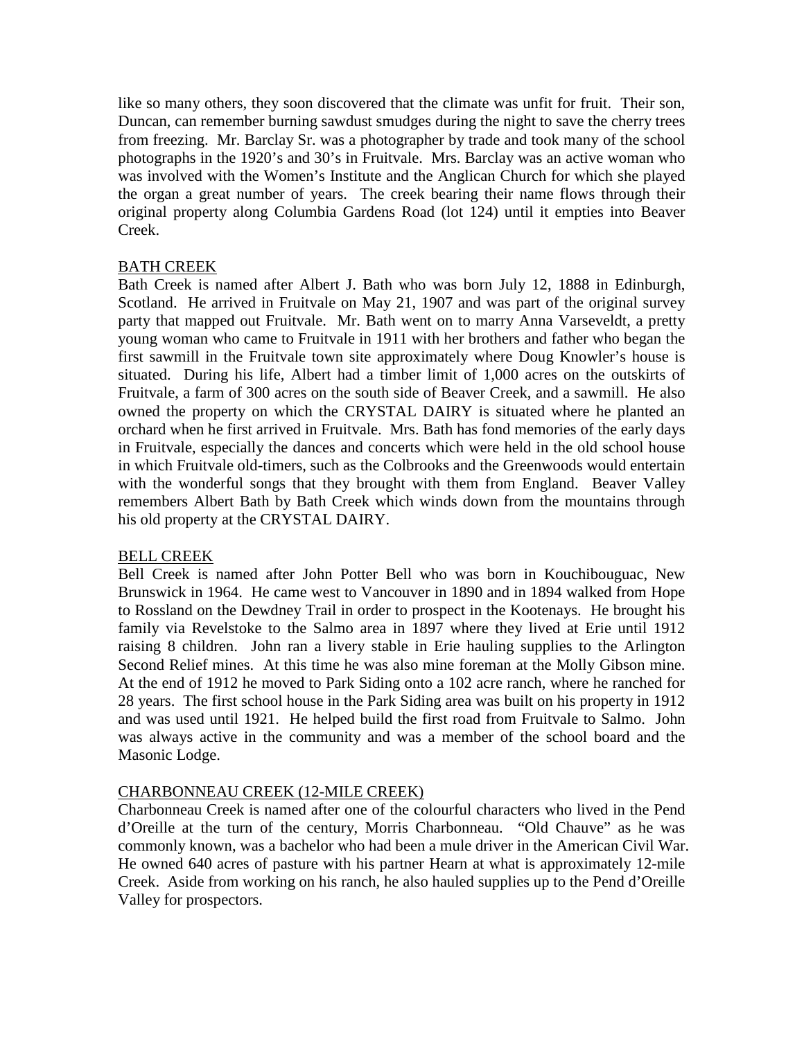like so many others, they soon discovered that the climate was unfit for fruit. Their son, Duncan, can remember burning sawdust smudges during the night to save the cherry trees from freezing. Mr. Barclay Sr. was a photographer by trade and took many of the school photographs in the 1920's and 30's in Fruitvale. Mrs. Barclay was an active woman who was involved with the Women's Institute and the Anglican Church for which she played the organ a great number of years. The creek bearing their name flows through their original property along Columbia Gardens Road (lot 124) until it empties into Beaver Creek.

## BATH CREEK

Bath Creek is named after Albert J. Bath who was born July 12, 1888 in Edinburgh, Scotland. He arrived in Fruitvale on May 21, 1907 and was part of the original survey party that mapped out Fruitvale. Mr. Bath went on to marry Anna Varseveldt, a pretty young woman who came to Fruitvale in 1911 with her brothers and father who began the first sawmill in the Fruitvale town site approximately where Doug Knowler's house is situated. During his life, Albert had a timber limit of 1,000 acres on the outskirts of Fruitvale, a farm of 300 acres on the south side of Beaver Creek, and a sawmill. He also owned the property on which the CRYSTAL DAIRY is situated where he planted an orchard when he first arrived in Fruitvale. Mrs. Bath has fond memories of the early days in Fruitvale, especially the dances and concerts which were held in the old school house in which Fruitvale old-timers, such as the Colbrooks and the Greenwoods would entertain with the wonderful songs that they brought with them from England. Beaver Valley remembers Albert Bath by Bath Creek which winds down from the mountains through his old property at the CRYSTAL DAIRY.

## BELL CREEK

Bell Creek is named after John Potter Bell who was born in Kouchibouguac, New Brunswick in 1964. He came west to Vancouver in 1890 and in 1894 walked from Hope to Rossland on the Dewdney Trail in order to prospect in the Kootenays. He brought his family via Revelstoke to the Salmo area in 1897 where they lived at Erie until 1912 raising 8 children. John ran a livery stable in Erie hauling supplies to the Arlington Second Relief mines. At this time he was also mine foreman at the Molly Gibson mine. At the end of 1912 he moved to Park Siding onto a 102 acre ranch, where he ranched for 28 years. The first school house in the Park Siding area was built on his property in 1912 and was used until 1921. He helped build the first road from Fruitvale to Salmo. John was always active in the community and was a member of the school board and the Masonic Lodge.

## CHARBONNEAU CREEK (12-MILE CREEK)

Charbonneau Creek is named after one of the colourful characters who lived in the Pend d'Oreille at the turn of the century, Morris Charbonneau. "Old Chauve" as he was commonly known, was a bachelor who had been a mule driver in the American Civil War. He owned 640 acres of pasture with his partner Hearn at what is approximately 12-mile Creek. Aside from working on his ranch, he also hauled supplies up to the Pend d'Oreille Valley for prospectors.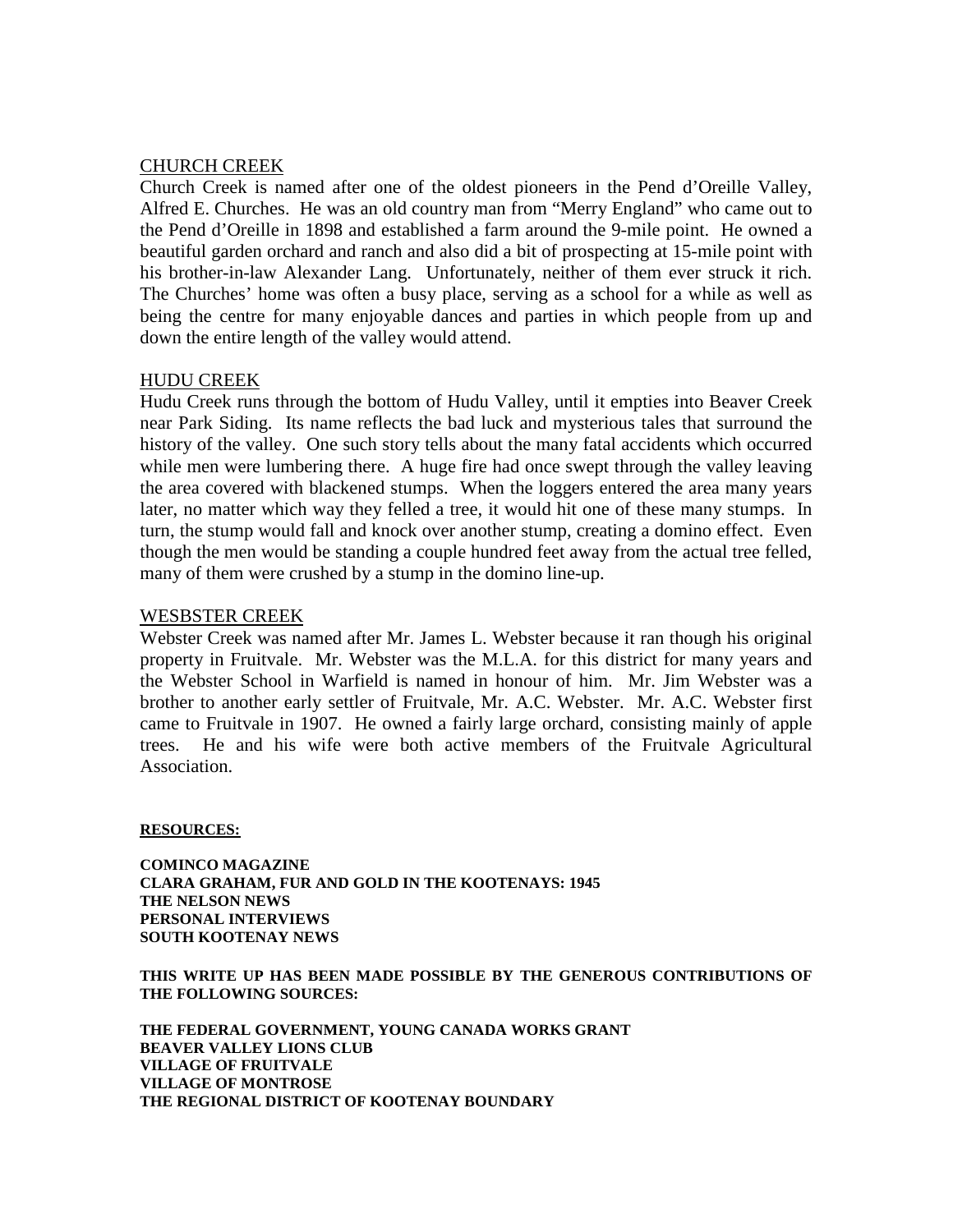## CHURCH CREEK

Church Creek is named after one of the oldest pioneers in the Pend d'Oreille Valley, Alfred E. Churches. He was an old country man from "Merry England" who came out to the Pend d'Oreille in 1898 and established a farm around the 9-mile point. He owned a beautiful garden orchard and ranch and also did a bit of prospecting at 15-mile point with his brother-in-law Alexander Lang. Unfortunately, neither of them ever struck it rich. The Churches' home was often a busy place, serving as a school for a while as well as being the centre for many enjoyable dances and parties in which people from up and down the entire length of the valley would attend.

## HUDU CREEK

Hudu Creek runs through the bottom of Hudu Valley, until it empties into Beaver Creek near Park Siding. Its name reflects the bad luck and mysterious tales that surround the history of the valley. One such story tells about the many fatal accidents which occurred while men were lumbering there. A huge fire had once swept through the valley leaving the area covered with blackened stumps. When the loggers entered the area many years later, no matter which way they felled a tree, it would hit one of these many stumps. In turn, the stump would fall and knock over another stump, creating a domino effect. Even though the men would be standing a couple hundred feet away from the actual tree felled, many of them were crushed by a stump in the domino line-up.

## WESBSTER CREEK

Webster Creek was named after Mr. James L. Webster because it ran though his original property in Fruitvale. Mr. Webster was the M.L.A. for this district for many years and the Webster School in Warfield is named in honour of him. Mr. Jim Webster was a brother to another early settler of Fruitvale, Mr. A.C. Webster. Mr. A.C. Webster first came to Fruitvale in 1907. He owned a fairly large orchard, consisting mainly of apple trees. He and his wife were both active members of the Fruitvale Agricultural Association.

**RESOURCES:**

**COMINCO MAGAZINE**
**CLARA GRAHAM, FUR AND GOLD IN THE KOOTENAYS: 1945**
**THE NELSON NEWS**
**PERSONAL INTERVIEWS**
**SOUTH KOOTENAY NEWS**

**THIS WRITE UP HAS BEEN MADE POSSIBLE BY THE GENEROUS CONTRIBUTIONS OF THE FOLLOWING SOURCES:**

**THE FEDERAL GOVERNMENT, YOUNG CANADA WORKS GRANT**
**BEAVER VALLEY LIONS CLUB**
**VILLAGE OF FRUITVALE**
**VILLAGE OF MONTROSE**
**THE REGIONAL DISTRICT OF KOOTENAY BOUNDARY**